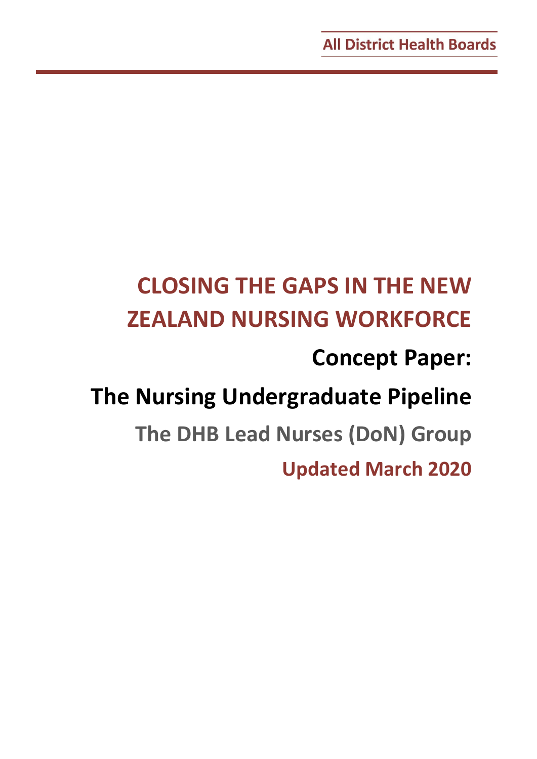All District Health Boards

# CLOSING THE GAPS IN THE NEW ZEALAND NURSING WORKFORCE

## Concept Paper:

## The Nursing Undergraduate Pipeline

### The DHB Lead Nurses (DoN) Group

### Updated March 2020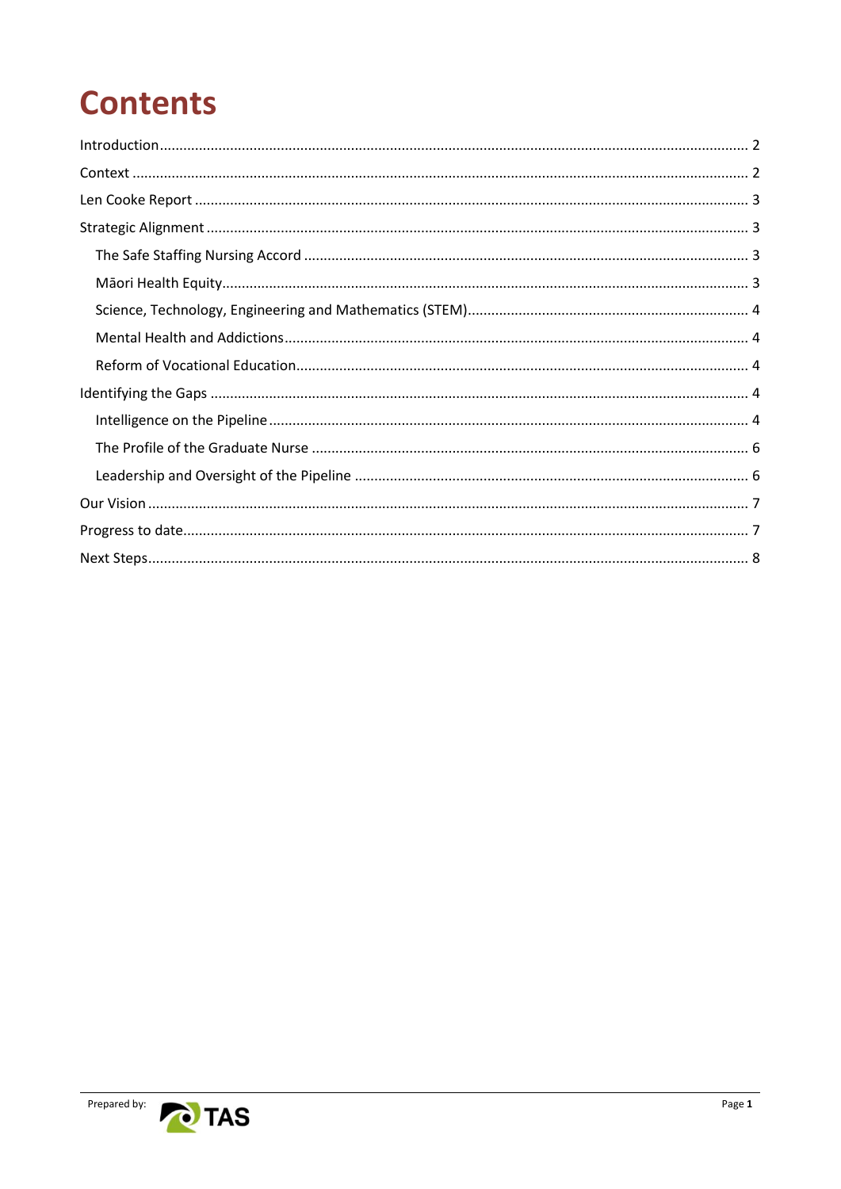# Contents

Introduction .......... 2

Context .......... 2

Len Cooke Report .......... 3

Strategic Alignment .......... 3

- The Safe Staffing Nursing Accord .......... 3
- Māori Health Equity .......... 3
- Science, Technology, Engineering and Mathematics (STEM) .......... 4
- Mental Health and Addictions .......... 4
- Reform of Vocational Education .......... 4

Identifying the Gaps .......... 4

- Intelligence on the Pipeline .......... 4
- The Profile of the Graduate Nurse .......... 6
- Leadership and Oversight of the Pipeline .......... 6

Our Vision .......... 7

Progress to date .......... 7

Next Steps .......... 8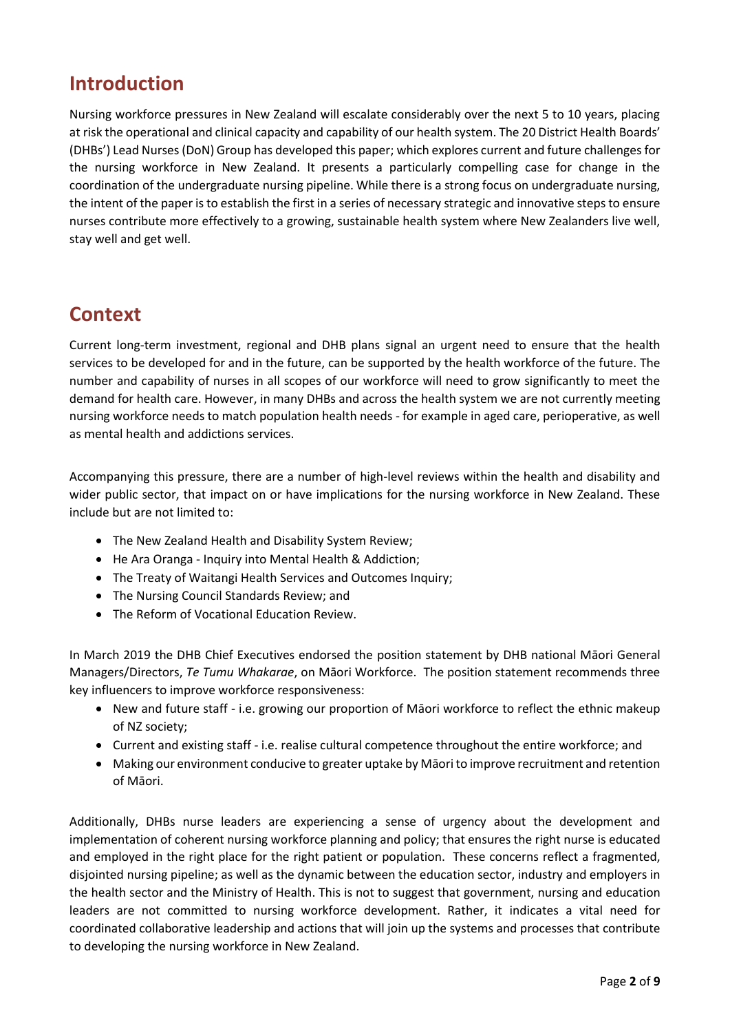## Introduction

Nursing workforce pressures in New Zealand will escalate considerably over the next 5 to 10 years, placing at risk the operational and clinical capacity and capability of our health system. The 20 District Health Boards' (DHBs') Lead Nurses (DoN) Group has developed this paper; which explores current and future challenges for the nursing workforce in New Zealand. It presents a particularly compelling case for change in the coordination of the undergraduate nursing pipeline. While there is a strong focus on undergraduate nursing, the intent of the paper is to establish the first in a series of necessary strategic and innovative steps to ensure nurses contribute more effectively to a growing, sustainable health system where New Zealanders live well, stay well and get well.

## Context

Current long-term investment, regional and DHB plans signal an urgent need to ensure that the health services to be developed for and in the future, can be supported by the health workforce of the future. The number and capability of nurses in all scopes of our workforce will need to grow significantly to meet the demand for health care. However, in many DHBs and across the health system we are not currently meeting nursing workforce needs to match population health needs - for example in aged care, perioperative, as well as mental health and addictions services.

Accompanying this pressure, there are a number of high-level reviews within the health and disability and wider public sector, that impact on or have implications for the nursing workforce in New Zealand. These include but are not limited to:

- The New Zealand Health and Disability System Review;
- He Ara Oranga - Inquiry into Mental Health & Addiction;
- The Treaty of Waitangi Health Services and Outcomes Inquiry;
- The Nursing Council Standards Review; and
- The Reform of Vocational Education Review.

In March 2019 the DHB Chief Executives endorsed the position statement by DHB national Māori General Managers/Directors, *Te Tumu Whakarae*, on Māori Workforce. The position statement recommends three key influencers to improve workforce responsiveness:

- New and future staff - i.e. growing our proportion of Māori workforce to reflect the ethnic makeup of NZ society;
- Current and existing staff - i.e. realise cultural competence throughout the entire workforce; and
- Making our environment conducive to greater uptake by Māori to improve recruitment and retention of Māori.

Additionally, DHBs nurse leaders are experiencing a sense of urgency about the development and implementation of coherent nursing workforce planning and policy; that ensures the right nurse is educated and employed in the right place for the right patient or population. These concerns reflect a fragmented, disjointed nursing pipeline; as well as the dynamic between the education sector, industry and employers in the health sector and the Ministry of Health. This is not to suggest that government, nursing and education leaders are not committed to nursing workforce development. Rather, it indicates a vital need for coordinated collaborative leadership and actions that will join up the systems and processes that contribute to developing the nursing workforce in New Zealand.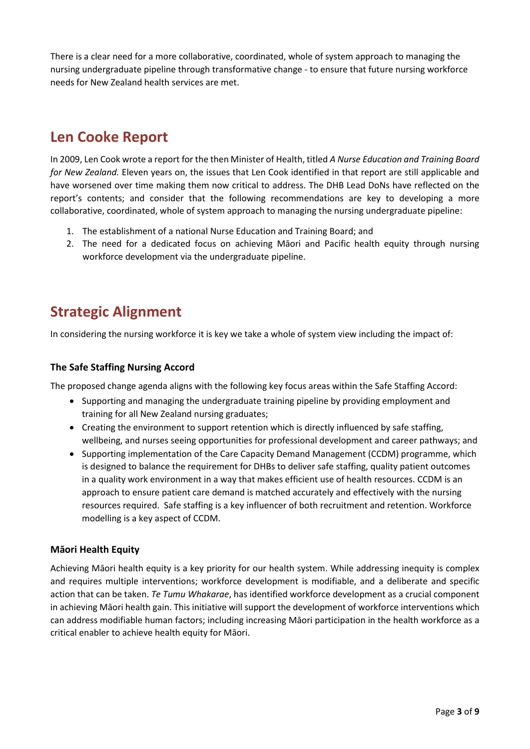There is a clear need for a more collaborative, coordinated, whole of system approach to managing the nursing undergraduate pipeline through transformative change - to ensure that future nursing workforce needs for New Zealand health services are met.

## Len Cooke Report

In 2009, Len Cook wrote a report for the then Minister of Health, titled *A Nurse Education and Training Board for New Zealand.* Eleven years on, the issues that Len Cook identified in that report are still applicable and have worsened over time making them now critical to address. The DHB Lead DoNs have reflected on the report's contents; and consider that the following recommendations are key to developing a more collaborative, coordinated, whole of system approach to managing the nursing undergraduate pipeline:

1. The establishment of a national Nurse Education and Training Board; and
2. The need for a dedicated focus on achieving Māori and Pacific health equity through nursing workforce development via the undergraduate pipeline.

## Strategic Alignment

In considering the nursing workforce it is key we take a whole of system view including the impact of:

### The Safe Staffing Nursing Accord

The proposed change agenda aligns with the following key focus areas within the Safe Staffing Accord:

- Supporting and managing the undergraduate training pipeline by providing employment and training for all New Zealand nursing graduates;
- Creating the environment to support retention which is directly influenced by safe staffing, wellbeing, and nurses seeing opportunities for professional development and career pathways; and
- Supporting implementation of the Care Capacity Demand Management (CCDM) programme, which is designed to balance the requirement for DHBs to deliver safe staffing, quality patient outcomes in a quality work environment in a way that makes efficient use of health resources. CCDM is an approach to ensure patient care demand is matched accurately and effectively with the nursing resources required. Safe staffing is a key influencer of both recruitment and retention. Workforce modelling is a key aspect of CCDM.

### Māori Health Equity

Achieving Māori health equity is a key priority for our health system. While addressing inequity is complex and requires multiple interventions; workforce development is modifiable, and a deliberate and specific action that can be taken. *Te Tumu Whakarae*, has identified workforce development as a crucial component in achieving Māori health gain. This initiative will support the development of workforce interventions which can address modifiable human factors; including increasing Māori participation in the health workforce as a critical enabler to achieve health equity for Māori.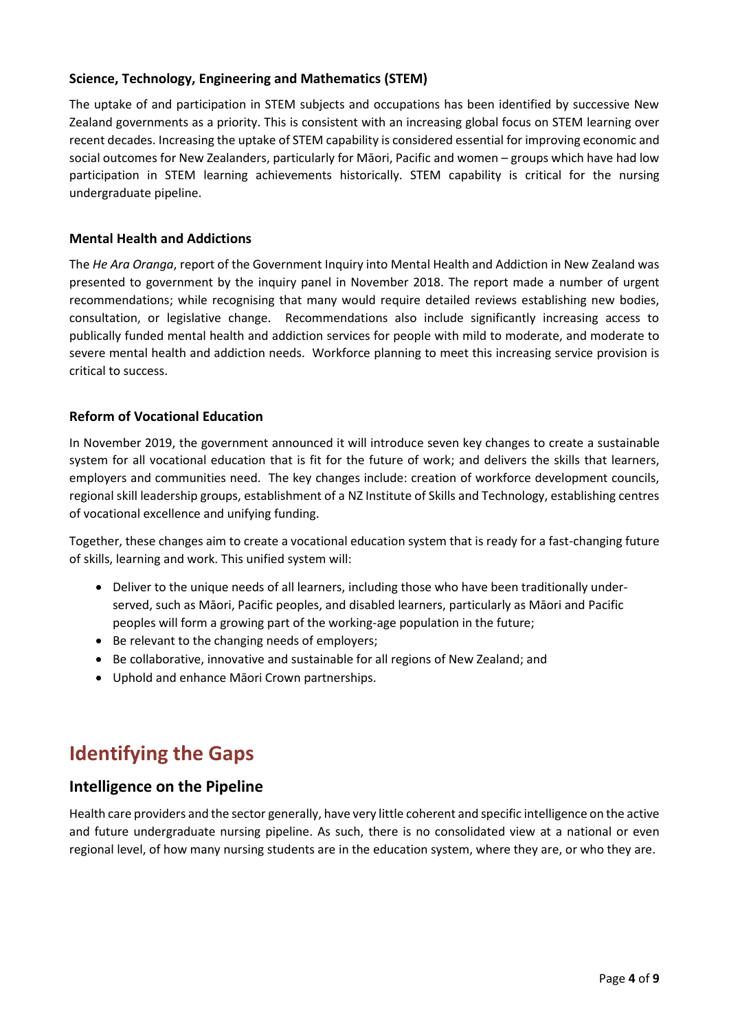### Science, Technology, Engineering and Mathematics (STEM)

The uptake of and participation in STEM subjects and occupations has been identified by successive New Zealand governments as a priority. This is consistent with an increasing global focus on STEM learning over recent decades. Increasing the uptake of STEM capability is considered essential for improving economic and social outcomes for New Zealanders, particularly for Māori, Pacific and women – groups which have had low participation in STEM learning achievements historically. STEM capability is critical for the nursing undergraduate pipeline.

### Mental Health and Addictions

The *He Ara Oranga*, report of the Government Inquiry into Mental Health and Addiction in New Zealand was presented to government by the inquiry panel in November 2018. The report made a number of urgent recommendations; while recognising that many would require detailed reviews establishing new bodies, consultation, or legislative change. Recommendations also include significantly increasing access to publically funded mental health and addiction services for people with mild to moderate, and moderate to severe mental health and addiction needs. Workforce planning to meet this increasing service provision is critical to success.

### Reform of Vocational Education

In November 2019, the government announced it will introduce seven key changes to create a sustainable system for all vocational education that is fit for the future of work; and delivers the skills that learners, employers and communities need. The key changes include: creation of workforce development councils, regional skill leadership groups, establishment of a NZ Institute of Skills and Technology, establishing centres of vocational excellence and unifying funding.

Together, these changes aim to create a vocational education system that is ready for a fast-changing future of skills, learning and work. This unified system will:

- Deliver to the unique needs of all learners, including those who have been traditionally under-served, such as Māori, Pacific peoples, and disabled learners, particularly as Māori and Pacific peoples will form a growing part of the working-age population in the future;
- Be relevant to the changing needs of employers;
- Be collaborative, innovative and sustainable for all regions of New Zealand; and
- Uphold and enhance Māori Crown partnerships.

# Identifying the Gaps

## Intelligence on the Pipeline

Health care providers and the sector generally, have very little coherent and specific intelligence on the active and future undergraduate nursing pipeline. As such, there is no consolidated view at a national or even regional level, of how many nursing students are in the education system, where they are, or who they are.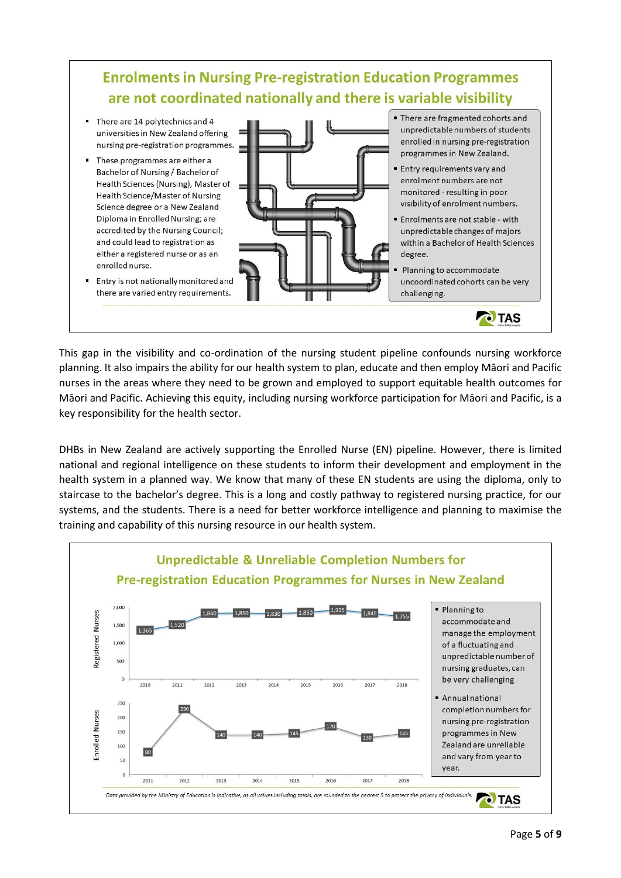## Enrolments in Nursing Pre-registration Education Programmes are not coordinated nationally and there is variable visibility

- There are 14 polytechnics and 4 universities in New Zealand offering nursing pre-registration programmes.
- These programmes are either a Bachelor of Nursing / Bachelor of Health Sciences (Nursing), Master of Health Science/Master of Nursing Science degree or a New Zealand Diploma in Enrolled Nursing; are accredited by the Nursing Council; and could lead to registration as either a registered nurse or as an enrolled nurse.
- Entry is not nationally monitored and there are varied entry requirements.

- There are fragmented cohorts and unpredictable numbers of students enrolled in nursing pre-registration programmes in New Zealand.
- Entry requirements vary and enrolment numbers are not monitored - resulting in poor visibility of enrolment numbers.
- Enrolments are not stable - with unpredictable changes of majors within a Bachelor of Health Sciences degree.
- Planning to accommodate uncoordinated cohorts can be very challenging.

This gap in the visibility and co-ordination of the nursing student pipeline confounds nursing workforce planning. It also impairs the ability for our health system to plan, educate and then employ Māori and Pacific nurses in the areas where they need to be grown and employed to support equitable health outcomes for Māori and Pacific. Achieving this equity, including nursing workforce participation for Māori and Pacific, is a key responsibility for the health sector.

DHBs in New Zealand are actively supporting the Enrolled Nurse (EN) pipeline. However, there is limited national and regional intelligence on these students to inform their development and employment in the health system in a planned way. We know that many of these EN students are using the diploma, only to staircase to the bachelor's degree. This is a long and costly pathway to registered nursing practice, for our systems, and the students. There is a need for better workforce intelligence and planning to maximise the training and capability of this nursing resource in our health system.

## Unpredictable & Unreliable Completion Numbers for Pre-registration Education Programmes for Nurses in New Zealand

| Year | Registered Nurses | Enrolled Nurses |
|---|---|---|
| 2010 | 1,365 | |
| 2011 | 1,520 | 80 |
| 2012 | 1,840 | 230 |
| 2013 | 1,850 | 140 |
| 2014 | 1,830 | 140 |
| 2015 | 1,860 | 145 |
| 2016 | 1,935 | 170 |
| 2017 | 1,845 | 130 |
| 2018 | 1,755 | 145 |

- Planning to accommodate and manage the employment of a fluctuating and unpredictable number of nursing graduates, can be very challenging
- Annual national completion numbers for nursing pre-registration programmes in New Zealand are unreliable and vary from year to year.

*Data provided by the Ministry of Education is indicative, as all values including totals, are rounded to the nearest 5 to protect the privacy of individuals.*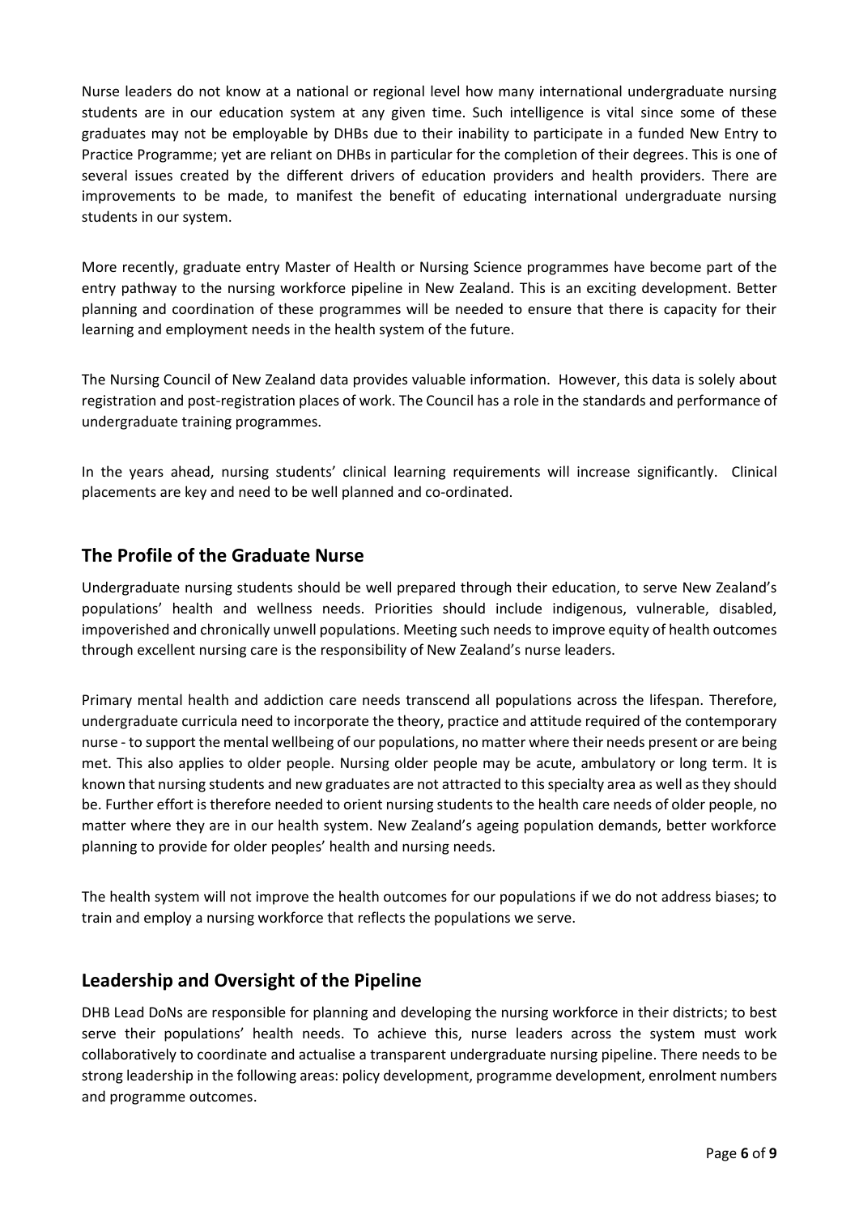Nurse leaders do not know at a national or regional level how many international undergraduate nursing students are in our education system at any given time. Such intelligence is vital since some of these graduates may not be employable by DHBs due to their inability to participate in a funded New Entry to Practice Programme; yet are reliant on DHBs in particular for the completion of their degrees. This is one of several issues created by the different drivers of education providers and health providers. There are improvements to be made, to manifest the benefit of educating international undergraduate nursing students in our system.

More recently, graduate entry Master of Health or Nursing Science programmes have become part of the entry pathway to the nursing workforce pipeline in New Zealand. This is an exciting development. Better planning and coordination of these programmes will be needed to ensure that there is capacity for their learning and employment needs in the health system of the future.

The Nursing Council of New Zealand data provides valuable information. However, this data is solely about registration and post-registration places of work. The Council has a role in the standards and performance of undergraduate training programmes.

In the years ahead, nursing students' clinical learning requirements will increase significantly. Clinical placements are key and need to be well planned and co-ordinated.

## The Profile of the Graduate Nurse

Undergraduate nursing students should be well prepared through their education, to serve New Zealand's populations' health and wellness needs. Priorities should include indigenous, vulnerable, disabled, impoverished and chronically unwell populations. Meeting such needs to improve equity of health outcomes through excellent nursing care is the responsibility of New Zealand's nurse leaders.

Primary mental health and addiction care needs transcend all populations across the lifespan. Therefore, undergraduate curricula need to incorporate the theory, practice and attitude required of the contemporary nurse - to support the mental wellbeing of our populations, no matter where their needs present or are being met. This also applies to older people. Nursing older people may be acute, ambulatory or long term. It is known that nursing students and new graduates are not attracted to this specialty area as well as they should be. Further effort is therefore needed to orient nursing students to the health care needs of older people, no matter where they are in our health system. New Zealand's ageing population demands, better workforce planning to provide for older peoples' health and nursing needs.

The health system will not improve the health outcomes for our populations if we do not address biases; to train and employ a nursing workforce that reflects the populations we serve.

## Leadership and Oversight of the Pipeline

DHB Lead DoNs are responsible for planning and developing the nursing workforce in their districts; to best serve their populations' health needs. To achieve this, nurse leaders across the system must work collaboratively to coordinate and actualise a transparent undergraduate nursing pipeline. There needs to be strong leadership in the following areas: policy development, programme development, enrolment numbers and programme outcomes.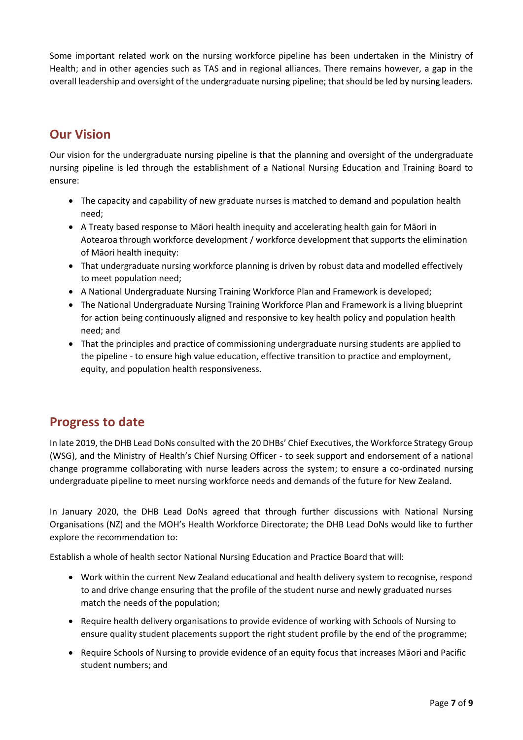Some important related work on the nursing workforce pipeline has been undertaken in the Ministry of Health; and in other agencies such as TAS and in regional alliances. There remains however, a gap in the overall leadership and oversight of the undergraduate nursing pipeline; that should be led by nursing leaders.

## Our Vision

Our vision for the undergraduate nursing pipeline is that the planning and oversight of the undergraduate nursing pipeline is led through the establishment of a National Nursing Education and Training Board to ensure:

- The capacity and capability of new graduate nurses is matched to demand and population health need;
- A Treaty based response to Māori health inequity and accelerating health gain for Māori in Aotearoa through workforce development / workforce development that supports the elimination of Māori health inequity:
- That undergraduate nursing workforce planning is driven by robust data and modelled effectively to meet population need;
- A National Undergraduate Nursing Training Workforce Plan and Framework is developed;
- The National Undergraduate Nursing Training Workforce Plan and Framework is a living blueprint for action being continuously aligned and responsive to key health policy and population health need; and
- That the principles and practice of commissioning undergraduate nursing students are applied to the pipeline - to ensure high value education, effective transition to practice and employment, equity, and population health responsiveness.

## Progress to date

In late 2019, the DHB Lead DoNs consulted with the 20 DHBs' Chief Executives, the Workforce Strategy Group (WSG), and the Ministry of Health's Chief Nursing Officer - to seek support and endorsement of a national change programme collaborating with nurse leaders across the system; to ensure a co-ordinated nursing undergraduate pipeline to meet nursing workforce needs and demands of the future for New Zealand.

In January 2020, the DHB Lead DoNs agreed that through further discussions with National Nursing Organisations (NZ) and the MOH's Health Workforce Directorate; the DHB Lead DoNs would like to further explore the recommendation to:

Establish a whole of health sector National Nursing Education and Practice Board that will:

- Work within the current New Zealand educational and health delivery system to recognise, respond to and drive change ensuring that the profile of the student nurse and newly graduated nurses match the needs of the population;
- Require health delivery organisations to provide evidence of working with Schools of Nursing to ensure quality student placements support the right student profile by the end of the programme;
- Require Schools of Nursing to provide evidence of an equity focus that increases Māori and Pacific student numbers; and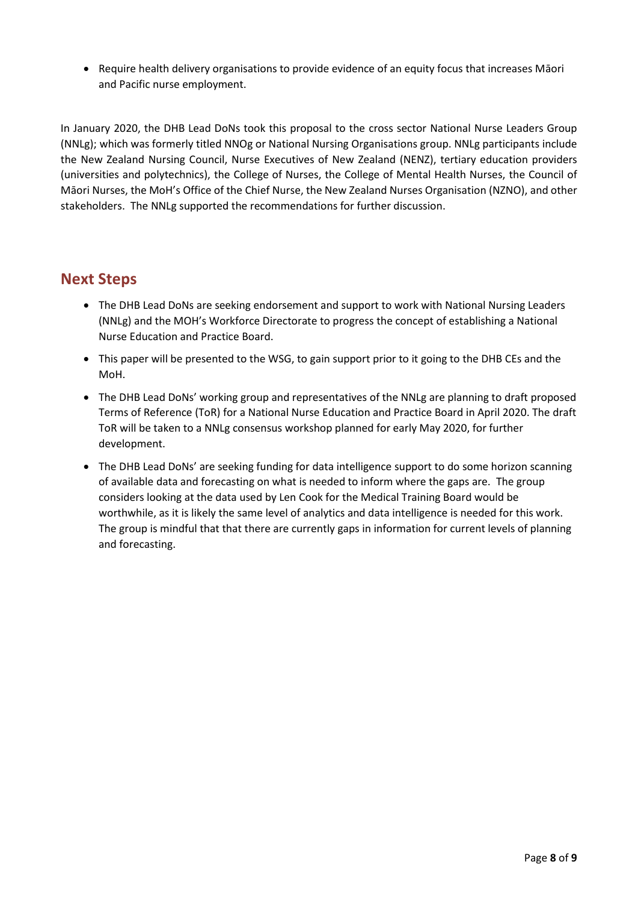- Require health delivery organisations to provide evidence of an equity focus that increases Māori and Pacific nurse employment.

In January 2020, the DHB Lead DoNs took this proposal to the cross sector National Nurse Leaders Group (NNLg); which was formerly titled NNOg or National Nursing Organisations group. NNLg participants include the New Zealand Nursing Council, Nurse Executives of New Zealand (NENZ), tertiary education providers (universities and polytechnics), the College of Nurses, the College of Mental Health Nurses, the Council of Māori Nurses, the MoH's Office of the Chief Nurse, the New Zealand Nurses Organisation (NZNO), and other stakeholders. The NNLg supported the recommendations for further discussion.

## Next Steps

- The DHB Lead DoNs are seeking endorsement and support to work with National Nursing Leaders (NNLg) and the MOH's Workforce Directorate to progress the concept of establishing a National Nurse Education and Practice Board.
- This paper will be presented to the WSG, to gain support prior to it going to the DHB CEs and the MoH.
- The DHB Lead DoNs' working group and representatives of the NNLg are planning to draft proposed Terms of Reference (ToR) for a National Nurse Education and Practice Board in April 2020. The draft ToR will be taken to a NNLg consensus workshop planned for early May 2020, for further development.
- The DHB Lead DoNs' are seeking funding for data intelligence support to do some horizon scanning of available data and forecasting on what is needed to inform where the gaps are. The group considers looking at the data used by Len Cook for the Medical Training Board would be worthwhile, as it is likely the same level of analytics and data intelligence is needed for this work. The group is mindful that that there are currently gaps in information for current levels of planning and forecasting.